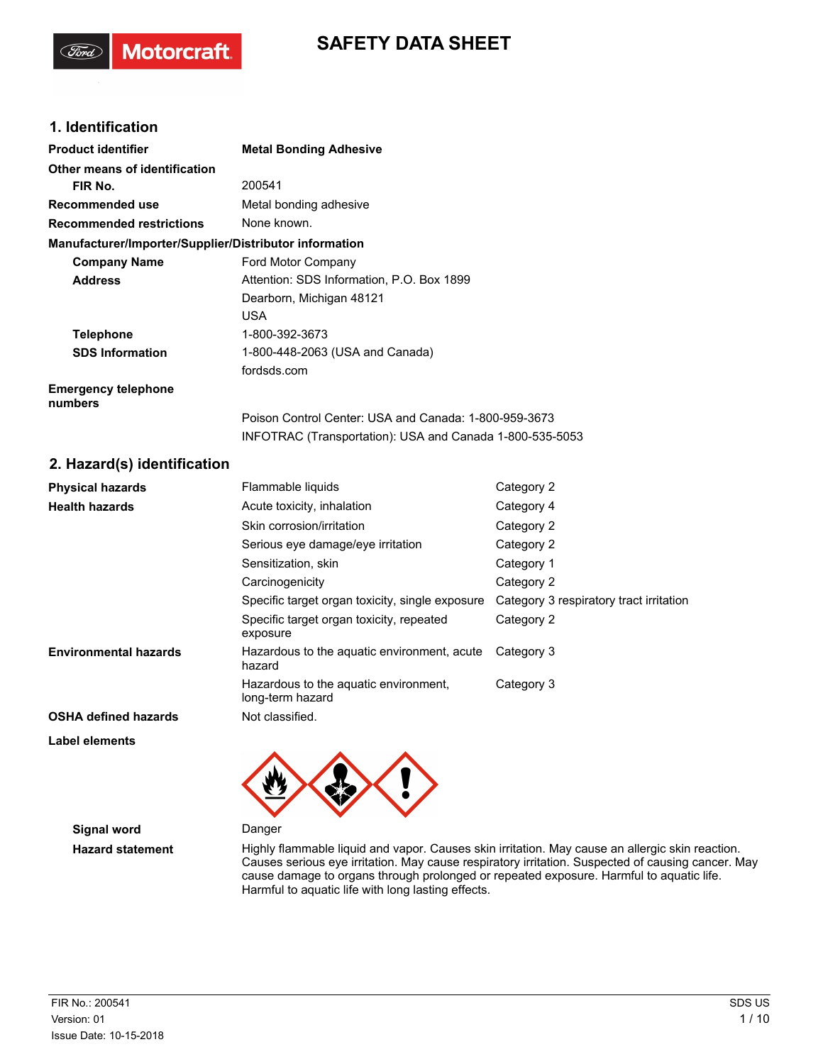# SAFETY DATA SHEET

## 1. Identification

**Product identifier** **Metal Bonding Adhesive**

**Other means of identification**

**FIR No.** 200541

**Recommended use** Metal bonding adhesive

**Recommended restrictions** None known.

**Manufacturer/Importer/Supplier/Distributor information**

**Company Name** Ford Motor Company

**Address** Attention: SDS Information, P.O. Box 1899
Dearborn, Michigan 48121
USA

**Telephone** 1-800-392-3673

**SDS Information** 1-800-448-2063 (USA and Canada)
fordsds.com

**Emergency telephone numbers**

Poison Control Center: USA and Canada: 1-800-959-3673
INFOTRAC (Transportation): USA and Canada 1-800-535-5053

## 2. Hazard(s) identification

| | | |
|---|---|---|
| **Physical hazards** | Flammable liquids | Category 2 |
| **Health hazards** | Acute toxicity, inhalation | Category 4 |
| | Skin corrosion/irritation | Category 2 |
| | Serious eye damage/eye irritation | Category 2 |
| | Sensitization, skin | Category 1 |
| | Carcinogenicity | Category 2 |
| | Specific target organ toxicity, single exposure | Category 3 respiratory tract irritation |
| | Specific target organ toxicity, repeated exposure | Category 2 |
| **Environmental hazards** | Hazardous to the aquatic environment, acute hazard | Category 3 |
| | Hazardous to the aquatic environment, long-term hazard | Category 3 |
| **OSHA defined hazards** | Not classified. | |

**Label elements**

**Signal word** Danger

**Hazard statement** Highly flammable liquid and vapor. Causes skin irritation. May cause an allergic skin reaction. Causes serious eye irritation. May cause respiratory irritation. Suspected of causing cancer. May cause damage to organs through prolonged or repeated exposure. Harmful to aquatic life. Harmful to aquatic life with long lasting effects.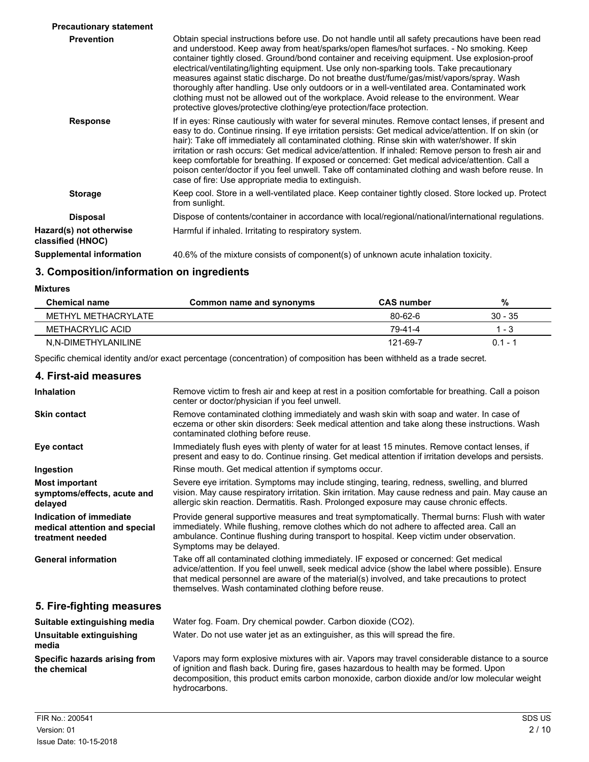**Precautionary statement**

**Prevention**

Obtain special instructions before use. Do not handle until all safety precautions have been read and understood. Keep away from heat/sparks/open flames/hot surfaces. - No smoking. Keep container tightly closed. Ground/bond container and receiving equipment. Use explosion-proof electrical/ventilating/lighting equipment. Use only non-sparking tools. Take precautionary measures against static discharge. Do not breathe dust/fume/gas/mist/vapors/spray. Wash thoroughly after handling. Use only outdoors or in a well-ventilated area. Contaminated work clothing must not be allowed out of the workplace. Avoid release to the environment. Wear protective gloves/protective clothing/eye protection/face protection.

**Response**

If in eyes: Rinse cautiously with water for several minutes. Remove contact lenses, if present and easy to do. Continue rinsing. If eye irritation persists: Get medical advice/attention. If on skin (or hair): Take off immediately all contaminated clothing. Rinse skin with water/shower. If skin irritation or rash occurs: Get medical advice/attention. If inhaled: Remove person to fresh air and keep comfortable for breathing. If exposed or concerned: Get medical advice/attention. Call a poison center/doctor if you feel unwell. Take off contaminated clothing and wash before reuse. In case of fire: Use appropriate media to extinguish.

**Storage**

Keep cool. Store in a well-ventilated place. Keep container tightly closed. Store locked up. Protect from sunlight.

**Disposal**

Dispose of contents/container in accordance with local/regional/national/international regulations.

**Hazard(s) not otherwise classified (HNOC)**

Harmful if inhaled. Irritating to respiratory system.

**Supplemental information**

40.6% of the mixture consists of component(s) of unknown acute inhalation toxicity.

## 3. Composition/information on ingredients

**Mixtures**

| Chemical name | Common name and synonyms | CAS number | % |
|---|---|---|---|
| METHYL METHACRYLATE | | 80-62-6 | 30 - 35 |
| METHACRYLIC ACID | | 79-41-4 | 1 - 3 |
| N,N-DIMETHYLANILINE | | 121-69-7 | 0.1 - 1 |

Specific chemical identity and/or exact percentage (concentration) of composition has been withheld as a trade secret.

## 4. First-aid measures

**Inhalation**

Remove victim to fresh air and keep at rest in a position comfortable for breathing. Call a poison center or doctor/physician if you feel unwell.

**Skin contact**

Remove contaminated clothing immediately and wash skin with soap and water. In case of eczema or other skin disorders: Seek medical attention and take along these instructions. Wash contaminated clothing before reuse.

**Eye contact**

Immediately flush eyes with plenty of water for at least 15 minutes. Remove contact lenses, if present and easy to do. Continue rinsing. Get medical attention if irritation develops and persists.

**Ingestion**

Rinse mouth. Get medical attention if symptoms occur.

**Most important symptoms/effects, acute and delayed**

Severe eye irritation. Symptoms may include stinging, tearing, redness, swelling, and blurred vision. May cause respiratory irritation. Skin irritation. May cause redness and pain. May cause an allergic skin reaction. Dermatitis. Rash. Prolonged exposure may cause chronic effects.

**Indication of immediate medical attention and special treatment needed**

Provide general supportive measures and treat symptomatically. Thermal burns: Flush with water immediately. While flushing, remove clothes which do not adhere to affected area. Call an ambulance. Continue flushing during transport to hospital. Keep victim under observation. Symptoms may be delayed.

**General information**

Take off all contaminated clothing immediately. IF exposed or concerned: Get medical advice/attention. If you feel unwell, seek medical advice (show the label where possible). Ensure that medical personnel are aware of the material(s) involved, and take precautions to protect themselves. Wash contaminated clothing before reuse.

## 5. Fire-fighting measures

**Suitable extinguishing media**

Water fog. Foam. Dry chemical powder. Carbon dioxide ($CO_2$).

**Unsuitable extinguishing media**

Water. Do not use water jet as an extinguisher, as this will spread the fire.

**Specific hazards arising from the chemical**

Vapors may form explosive mixtures with air. Vapors may travel considerable distance to a source of ignition and flash back. During fire, gases hazardous to health may be formed. Upon decomposition, this product emits carbon monoxide, carbon dioxide and/or low molecular weight hydrocarbons.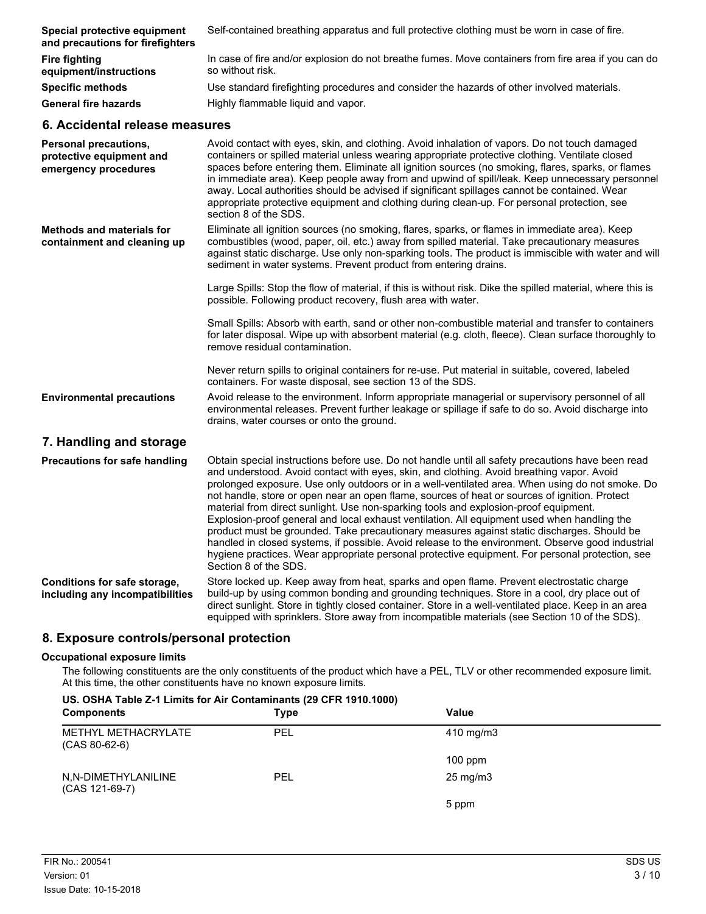**Special protective equipment and precautions for firefighters**
Self-contained breathing apparatus and full protective clothing must be worn in case of fire.

**Fire fighting equipment/instructions**
In case of fire and/or explosion do not breathe fumes. Move containers from fire area if you can do so without risk.

**Specific methods**
Use standard firefighting procedures and consider the hazards of other involved materials.

**General fire hazards**
Highly flammable liquid and vapor.

## 6. Accidental release measures

**Personal precautions, protective equipment and emergency procedures**
Avoid contact with eyes, skin, and clothing. Avoid inhalation of vapors. Do not touch damaged containers or spilled material unless wearing appropriate protective clothing. Ventilate closed spaces before entering them. Eliminate all ignition sources (no smoking, flares, sparks, or flames in immediate area). Keep people away from and upwind of spill/leak. Keep unnecessary personnel away. Local authorities should be advised if significant spillages cannot be contained. Wear appropriate protective equipment and clothing during clean-up. For personal protection, see section 8 of the SDS.

**Methods and materials for containment and cleaning up**
Eliminate all ignition sources (no smoking, flares, sparks, or flames in immediate area). Keep combustibles (wood, paper, oil, etc.) away from spilled material. Take precautionary measures against static discharge. Use only non-sparking tools. The product is immiscible with water and will sediment in water systems. Prevent product from entering drains.

Large Spills: Stop the flow of material, if this is without risk. Dike the spilled material, where this is possible. Following product recovery, flush area with water.

Small Spills: Absorb with earth, sand or other non-combustible material and transfer to containers for later disposal. Wipe up with absorbent material (e.g. cloth, fleece). Clean surface thoroughly to remove residual contamination.

Never return spills to original containers for re-use. Put material in suitable, covered, labeled containers. For waste disposal, see section 13 of the SDS.

**Environmental precautions**
Avoid release to the environment. Inform appropriate managerial or supervisory personnel of all environmental releases. Prevent further leakage or spillage if safe to do so. Avoid discharge into drains, water courses or onto the ground.

## 7. Handling and storage

**Precautions for safe handling**
Obtain special instructions before use. Do not handle until all safety precautions have been read and understood. Avoid contact with eyes, skin, and clothing. Avoid breathing vapor. Avoid prolonged exposure. Use only outdoors or in a well-ventilated area. When using do not smoke. Do not handle, store or open near an open flame, sources of heat or sources of ignition. Protect material from direct sunlight. Use non-sparking tools and explosion-proof equipment. Explosion-proof general and local exhaust ventilation. All equipment used when handling the product must be grounded. Take precautionary measures against static discharges. Should be handled in closed systems, if possible. Avoid release to the environment. Observe good industrial hygiene practices. Wear appropriate personal protective equipment. For personal protection, see Section 8 of the SDS.

**Conditions for safe storage, including any incompatibilities**
Store locked up. Keep away from heat, sparks and open flame. Prevent electrostatic charge build-up by using common bonding and grounding techniques. Store in a cool, dry place out of direct sunlight. Store in tightly closed container. Store in a well-ventilated place. Keep in an area equipped with sprinklers. Store away from incompatible materials (see Section 10 of the SDS).

## 8. Exposure controls/personal protection

**Occupational exposure limits**

The following constituents are the only constituents of the product which have a PEL, TLV or other recommended exposure limit. At this time, the other constituents have no known exposure limits.

**US. OSHA Table Z-1 Limits for Air Contaminants (29 CFR 1910.1000)**

| Components | Type | Value |
|---|---|---|
| METHYL METHACRYLATE (CAS 80-62-6) | PEL | 410 mg/m3 |
| | | 100 ppm |
| N,N-DIMETHYLANILINE (CAS 121-69-7) | PEL | 25 mg/m3 |
| | | 5 ppm |

FIR No.: 200541
Version: 01
Issue Date: 10-15-2018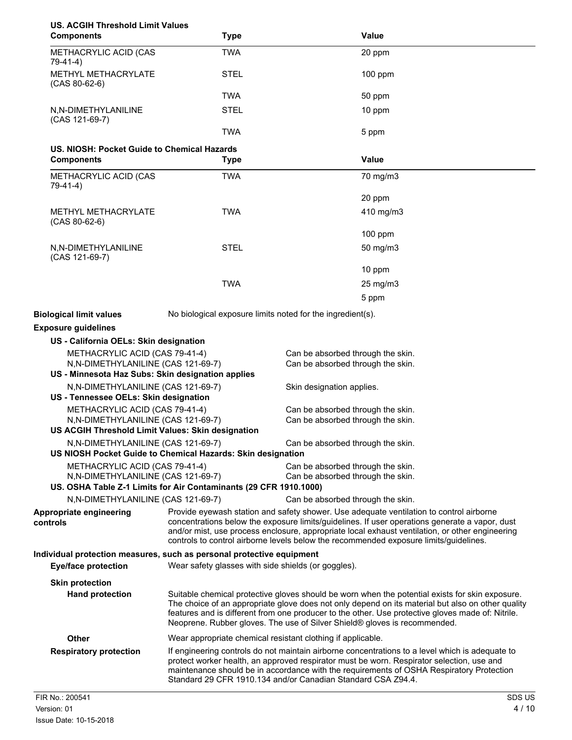**US. ACGIH Threshold Limit Values**

| Components | Type | Value |
|---|---|---|
| METHACRYLIC ACID (CAS 79-41-4) | TWA | 20 ppm |
| METHYL METHACRYLATE (CAS 80-62-6) | STEL | 100 ppm |
| | TWA | 50 ppm |
| N,N-DIMETHYLANILINE (CAS 121-69-7) | STEL | 10 ppm |
| | TWA | 5 ppm |

**US. NIOSH: Pocket Guide to Chemical Hazards**

| Components | Type | Value |
|---|---|---|
| METHACRYLIC ACID (CAS 79-41-4) | TWA | 70 mg/m3 |
| | | 20 ppm |
| METHYL METHACRYLATE (CAS 80-62-6) | TWA | 410 mg/m3 |
| | | 100 ppm |
| N,N-DIMETHYLANILINE (CAS 121-69-7) | STEL | 50 mg/m3 |
| | | 10 ppm |
| | TWA | 25 mg/m3 |
| | | 5 ppm |

**Biological limit values** No biological exposure limits noted for the ingredient(s).

**Exposure guidelines**

**US - California OELs: Skin designation**

METHACRYLIC ACID (CAS 79-41-4) Can be absorbed through the skin.
N,N-DIMETHYLANILINE (CAS 121-69-7) Can be absorbed through the skin.

**US - Minnesota Haz Subs: Skin designation applies**

N,N-DIMETHYLANILINE (CAS 121-69-7) Skin designation applies.

**US - Tennessee OELs: Skin designation**

METHACRYLIC ACID (CAS 79-41-4) Can be absorbed through the skin.
N,N-DIMETHYLANILINE (CAS 121-69-7) Can be absorbed through the skin.

**US ACGIH Threshold Limit Values: Skin designation**

N,N-DIMETHYLANILINE (CAS 121-69-7) Can be absorbed through the skin.

**US NIOSH Pocket Guide to Chemical Hazards: Skin designation**

METHACRYLIC ACID (CAS 79-41-4) Can be absorbed through the skin.
N,N-DIMETHYLANILINE (CAS 121-69-7) Can be absorbed through the skin.

**US. OSHA Table Z-1 Limits for Air Contaminants (29 CFR 1910.1000)**

N,N-DIMETHYLANILINE (CAS 121-69-7) Can be absorbed through the skin.

**Appropriate engineering controls** Provide eyewash station and safety shower. Use adequate ventilation to control airborne concentrations below the exposure limits/guidelines. If user operations generate a vapor, dust and/or mist, use process enclosure, appropriate local exhaust ventilation, or other engineering controls to control airborne levels below the recommended exposure limits/guidelines.

**Individual protection measures, such as personal protective equipment**

**Eye/face protection** Wear safety glasses with side shields (or goggles).

**Skin protection**

**Hand protection** Suitable chemical protective gloves should be worn when the potential exists for skin exposure. The choice of an appropriate glove does not only depend on its material but also on other quality features and is different from one producer to the other. Use protective gloves made of: Nitrile. Neoprene. Rubber gloves. The use of Silver Shield® gloves is recommended.

**Other** Wear appropriate chemical resistant clothing if applicable.

**Respiratory protection** If engineering controls do not maintain airborne concentrations to a level which is adequate to protect worker health, an approved respirator must be worn. Respirator selection, use and maintenance should be in accordance with the requirements of OSHA Respiratory Protection Standard 29 CFR 1910.134 and/or Canadian Standard CSA Z94.4.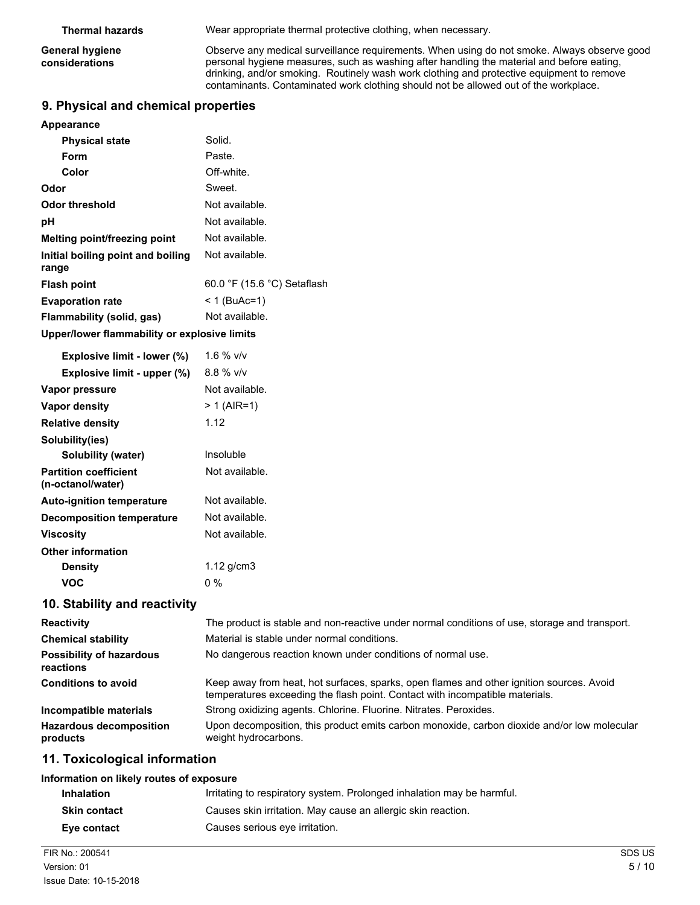| | |
|---|---|
| **Thermal hazards** | Wear appropriate thermal protective clothing, when necessary. |
| **General hygiene considerations** | Observe any medical surveillance requirements. When using do not smoke. Always observe good personal hygiene measures, such as washing after handling the material and before eating, drinking, and/or smoking. Routinely wash work clothing and protective equipment to remove contaminants. Contaminated work clothing should not be allowed out of the workplace. |

## 9. Physical and chemical properties

| | |
|---|---|
| **Appearance** | |
| **Physical state** | Solid. |
| **Form** | Paste. |
| **Color** | Off-white. |
| **Odor** | Sweet. |
| **Odor threshold** | Not available. |
| **pH** | Not available. |
| **Melting point/freezing point** | Not available. |
| **Initial boiling point and boiling range** | Not available. |
| **Flash point** | 60.0 °F (15.6 °C) Setaflash |
| **Evaporation rate** | < 1 (BuAc=1) |
| **Flammability (solid, gas)** | Not available. |
| **Upper/lower flammability or explosive limits** | |
| **Explosive limit - lower (%)** | 1.6 % v/v |
| **Explosive limit - upper (%)** | 8.8 % v/v |
| **Vapor pressure** | Not available. |
| **Vapor density** | > 1 (AIR=1) |
| **Relative density** | 1.12 |
| **Solubility(ies)** | |
| **Solubility (water)** | Insoluble |
| **Partition coefficient (n-octanol/water)** | Not available. |
| **Auto-ignition temperature** | Not available. |
| **Decomposition temperature** | Not available. |
| **Viscosity** | Not available. |
| **Other information** | |
| **Density** | 1.12 g/cm3 |
| **VOC** | 0 % |

## 10. Stability and reactivity

| | |
|---|---|
| **Reactivity** | The product is stable and non-reactive under normal conditions of use, storage and transport. |
| **Chemical stability** | Material is stable under normal conditions. |
| **Possibility of hazardous reactions** | No dangerous reaction known under conditions of normal use. |
| **Conditions to avoid** | Keep away from heat, hot surfaces, sparks, open flames and other ignition sources. Avoid temperatures exceeding the flash point. Contact with incompatible materials. |
| **Incompatible materials** | Strong oxidizing agents. Chlorine. Fluorine. Nitrates. Peroxides. |
| **Hazardous decomposition products** | Upon decomposition, this product emits carbon monoxide, carbon dioxide and/or low molecular weight hydrocarbons. |

## 11. Toxicological information

| | |
|---|---|
| **Information on likely routes of exposure** | |
| **Inhalation** | Irritating to respiratory system. Prolonged inhalation may be harmful. |
| **Skin contact** | Causes skin irritation. May cause an allergic skin reaction. |
| **Eye contact** | Causes serious eye irritation. |

FIR No.: 200541
Version: 01
Issue Date: 10-15-2018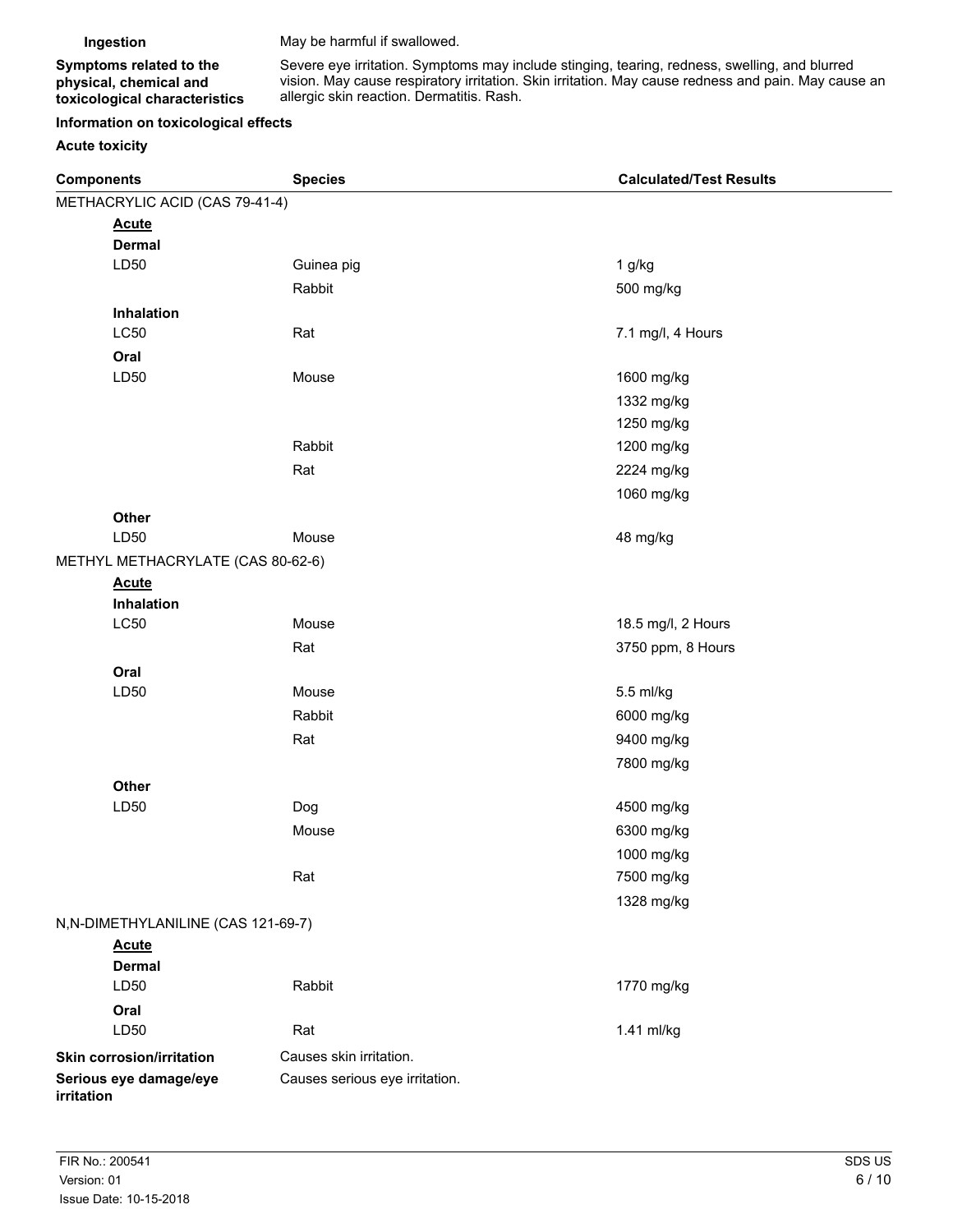**Ingestion** May be harmful if swallowed.

**Symptoms related to the physical, chemical and toxicological characteristics** Severe eye irritation. Symptoms may include stinging, tearing, redness, swelling, and blurred vision. May cause respiratory irritation. Skin irritation. May cause redness and pain. May cause an allergic skin reaction. Dermatitis. Rash.

**Information on toxicological effects**

**Acute toxicity**

| Components | Species | Calculated/Test Results |
|---|---|---|
| METHACRYLIC ACID (CAS 79-41-4) | | |
| **Acute** | | |
| **Dermal** | | |
| LD50 | Guinea pig | 1 g/kg |
| | Rabbit | 500 mg/kg |
| **Inhalation** | | |
| LC50 | Rat | 7.1 mg/l, 4 Hours |
| **Oral** | | |
| LD50 | Mouse | 1600 mg/kg |
| | | 1332 mg/kg |
| | | 1250 mg/kg |
| | Rabbit | 1200 mg/kg |
| | Rat | 2224 mg/kg |
| | | 1060 mg/kg |
| **Other** | | |
| LD50 | Mouse | 48 mg/kg |
| METHYL METHACRYLATE (CAS 80-62-6) | | |
| **Acute** | | |
| **Inhalation** | | |
| LC50 | Mouse | 18.5 mg/l, 2 Hours |
| | Rat | 3750 ppm, 8 Hours |
| **Oral** | | |
| LD50 | Mouse | 5.5 ml/kg |
| | Rabbit | 6000 mg/kg |
| | Rat | 9400 mg/kg |
| | | 7800 mg/kg |
| **Other** | | |
| LD50 | Dog | 4500 mg/kg |
| | Mouse | 6300 mg/kg |
| | | 1000 mg/kg |
| | Rat | 7500 mg/kg |
| | | 1328 mg/kg |
| N,N-DIMETHYLANILINE (CAS 121-69-7) | | |
| **Acute** | | |
| **Dermal** | | |
| LD50 | Rabbit | 1770 mg/kg |
| **Oral** | | |
| LD50 | Rat | 1.41 ml/kg |

**Skin corrosion/irritation** Causes skin irritation.

**Serious eye damage/eye irritation** Causes serious eye irritation.

FIR No.: 200541
Version: 01
Issue Date: 10-15-2018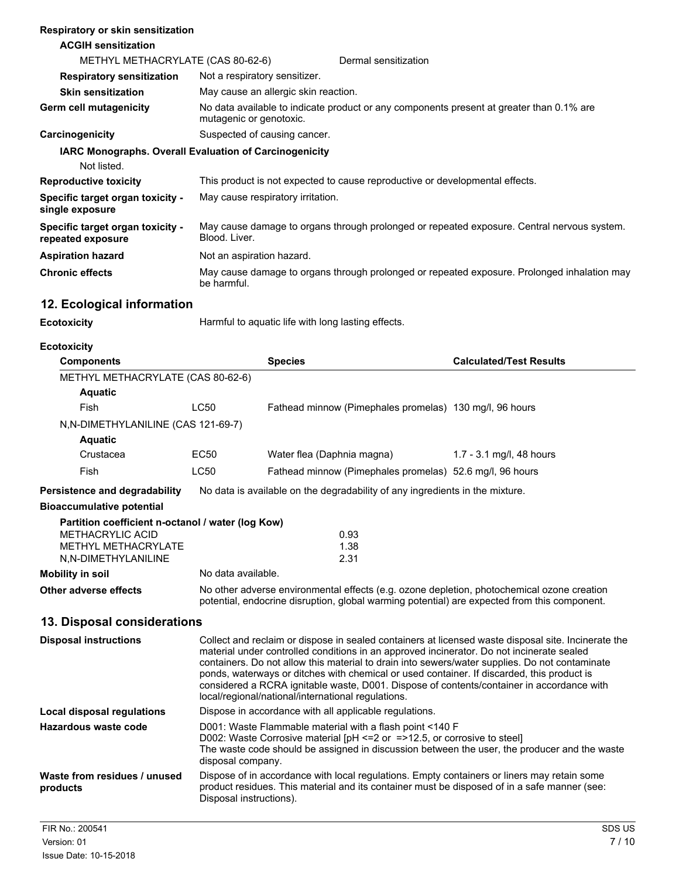**Respiratory or skin sensitization**

**ACGIH sensitization**

| | |
|---|---|
| METHYL METHACRYLATE (CAS 80-62-6) | Dermal sensitization |

| | |
|---|---|
| **Respiratory sensitization** | Not a respiratory sensitizer. |
| **Skin sensitization** | May cause an allergic skin reaction. |
| **Germ cell mutagenicity** | No data available to indicate product or any components present at greater than 0.1% are mutagenic or genotoxic. |
| **Carcinogenicity** | Suspected of causing cancer. |

**IARC Monographs. Overall Evaluation of Carcinogenicity**

Not listed.

| | |
|---|---|
| **Reproductive toxicity** | This product is not expected to cause reproductive or developmental effects. |
| **Specific target organ toxicity - single exposure** | May cause respiratory irritation. |
| **Specific target organ toxicity - repeated exposure** | May cause damage to organs through prolonged or repeated exposure. Central nervous system. Blood. Liver. |
| **Aspiration hazard** | Not an aspiration hazard. |
| **Chronic effects** | May cause damage to organs through prolonged or repeated exposure. Prolonged inhalation may be harmful. |

## 12. Ecological information

**Ecotoxicity** Harmful to aquatic life with long lasting effects.

**Ecotoxicity**

| Components | | Species | Calculated/Test Results |
|---|---|---|---|
| METHYL METHACRYLATE (CAS 80-62-6) | | | |
| **Aquatic** | | | |
| Fish | LC50 | Fathead minnow (Pimephales promelas) | 130 mg/l, 96 hours |
| N,N-DIMETHYLANILINE (CAS 121-69-7) | | | |
| **Aquatic** | | | |
| Crustacea | EC50 | Water flea (Daphnia magna) | 1.7 - 3.1 mg/l, 48 hours |
| Fish | LC50 | Fathead minnow (Pimephales promelas) | 52.6 mg/l, 96 hours |

**Persistence and degradability** No data is available on the degradability of any ingredients in the mixture.

**Bioaccumulative potential**

**Partition coefficient n-octanol / water (log Kow)**

| | |
|---|---|
| METHACRYLIC ACID | 0.93 |
| METHYL METHACRYLATE | 1.38 |
| N,N-DIMETHYLANILINE | 2.31 |

| | |
|---|---|
| **Mobility in soil** | No data available. |
| **Other adverse effects** | No other adverse environmental effects (e.g. ozone depletion, photochemical ozone creation potential, endocrine disruption, global warming potential) are expected from this component. |

## 13. Disposal considerations

| | |
|---|---|
| **Disposal instructions** | Collect and reclaim or dispose in sealed containers at licensed waste disposal site. Incinerate the material under controlled conditions in an approved incinerator. Do not incinerate sealed containers. Do not allow this material to drain into sewers/water supplies. Do not contaminate ponds, waterways or ditches with chemical or used container. If discarded, this product is considered a RCRA ignitable waste, D001. Dispose of contents/container in accordance with local/regional/national/international regulations. |
| **Local disposal regulations** | Dispose in accordance with all applicable regulations. |
| **Hazardous waste code** | D001: Waste Flammable material with a flash point <140 F<br>D002: Waste Corrosive material [pH <=2 or =>12.5, or corrosive to steel]<br>The waste code should be assigned in discussion between the user, the producer and the waste disposal company. |
| **Waste from residues / unused products** | Dispose of in accordance with local regulations. Empty containers or liners may retain some product residues. This material and its container must be disposed of in a safe manner (see: Disposal instructions). |

FIR No.: 200541
Version: 01
Issue Date: 10-15-2018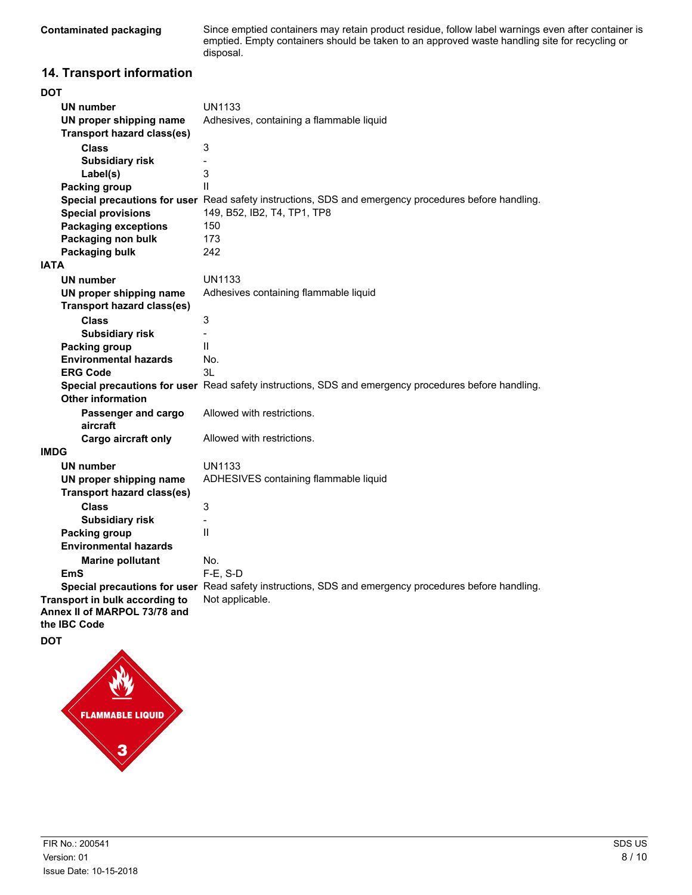**Contaminated packaging** Since emptied containers may retain product residue, follow label warnings even after container is emptied. Empty containers should be taken to an approved waste handling site for recycling or disposal.

## 14. Transport information

**DOT**

| | |
|---|---|
| **UN number** | UN1133 |
| **UN proper shipping name** | Adhesives, containing a flammable liquid |
| **Transport hazard class(es)** | |
| **Class** | 3 |
| **Subsidiary risk** | - |
| **Label(s)** | 3 |
| **Packing group** | II |
| **Special precautions for user** | Read safety instructions, SDS and emergency procedures before handling. |
| **Special provisions** | 149, B52, IB2, T4, TP1, TP8 |
| **Packaging exceptions** | 150 |
| **Packaging non bulk** | 173 |
| **Packaging bulk** | 242 |

**IATA**

| | |
|---|---|
| **UN number** | UN1133 |
| **UN proper shipping name** | Adhesives containing flammable liquid |
| **Transport hazard class(es)** | |
| **Class** | 3 |
| **Subsidiary risk** | - |
| **Packing group** | II |
| **Environmental hazards** | No. |
| **ERG Code** | 3L |
| **Special precautions for user** | Read safety instructions, SDS and emergency procedures before handling. |
| **Other information** | |
| **Passenger and cargo aircraft** | Allowed with restrictions. |
| **Cargo aircraft only** | Allowed with restrictions. |

**IMDG**

| | |
|---|---|
| **UN number** | UN1133 |
| **UN proper shipping name** | ADHESIVES containing flammable liquid |
| **Transport hazard class(es)** | |
| **Class** | 3 |
| **Subsidiary risk** | - |
| **Packing group** | II |
| **Environmental hazards** | |
| **Marine pollutant** | No. |
| **EmS** | F-E, S-D |
| **Special precautions for user** | Read safety instructions, SDS and emergency procedures before handling. |

**Transport in bulk according to Annex II of MARPOL 73/78 and the IBC Code** Not applicable.

**DOT**

FLAMMABLE LIQUID

3

FIR No.: 200541
Version: 01
Issue Date: 10-15-2018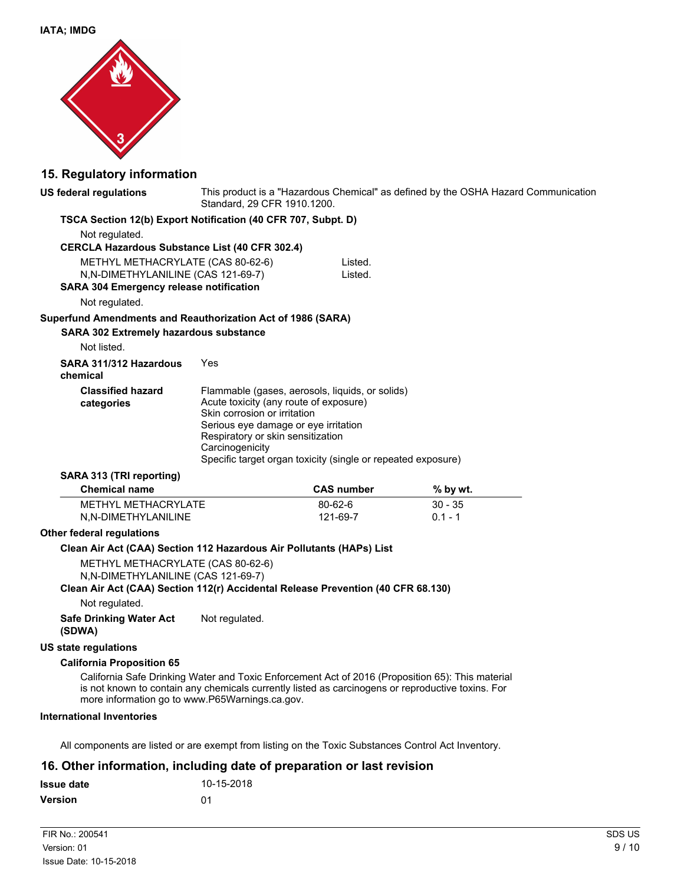**IATA; IMDG**

## 15. Regulatory information

**US federal regulations** This product is a "Hazardous Chemical" as defined by the OSHA Hazard Communication Standard, 29 CFR 1910.1200.

**TSCA Section 12(b) Export Notification (40 CFR 707, Subpt. D)**

Not regulated.

**CERCLA Hazardous Substance List (40 CFR 302.4)**

| | |
|---|---|
| METHYL METHACRYLATE (CAS 80-62-6) | Listed. |
| N,N-DIMETHYLANILINE (CAS 121-69-7) | Listed. |

**SARA 304 Emergency release notification**

Not regulated.

**Superfund Amendments and Reauthorization Act of 1986 (SARA)**

**SARA 302 Extremely hazardous substance**

Not listed.

**SARA 311/312 Hazardous chemical** Yes

**Classified hazard categories**

Flammable (gases, aerosols, liquids, or solids)
Acute toxicity (any route of exposure)
Skin corrosion or irritation
Serious eye damage or eye irritation
Respiratory or skin sensitization
Carcinogenicity
Specific target organ toxicity (single or repeated exposure)

**SARA 313 (TRI reporting)**

| Chemical name | CAS number | % by wt. |
|---|---|---|
| METHYL METHACRYLATE | 80-62-6 | 30 - 35 |
| N,N-DIMETHYLANILINE | 121-69-7 | 0.1 - 1 |

**Other federal regulations**

**Clean Air Act (CAA) Section 112 Hazardous Air Pollutants (HAPs) List**

METHYL METHACRYLATE (CAS 80-62-6)
N,N-DIMETHYLANILINE (CAS 121-69-7)

**Clean Air Act (CAA) Section 112(r) Accidental Release Prevention (40 CFR 68.130)**

Not regulated.

**Safe Drinking Water Act (SDWA)** Not regulated.

**US state regulations**

**California Proposition 65**

California Safe Drinking Water and Toxic Enforcement Act of 2016 (Proposition 65): This material is not known to contain any chemicals currently listed as carcinogens or reproductive toxins. For more information go to www.P65Warnings.ca.gov.

**International Inventories**

All components are listed or are exempt from listing on the Toxic Substances Control Act Inventory.

## 16. Other information, including date of preparation or last revision

**Issue date** 10-15-2018

**Version** 01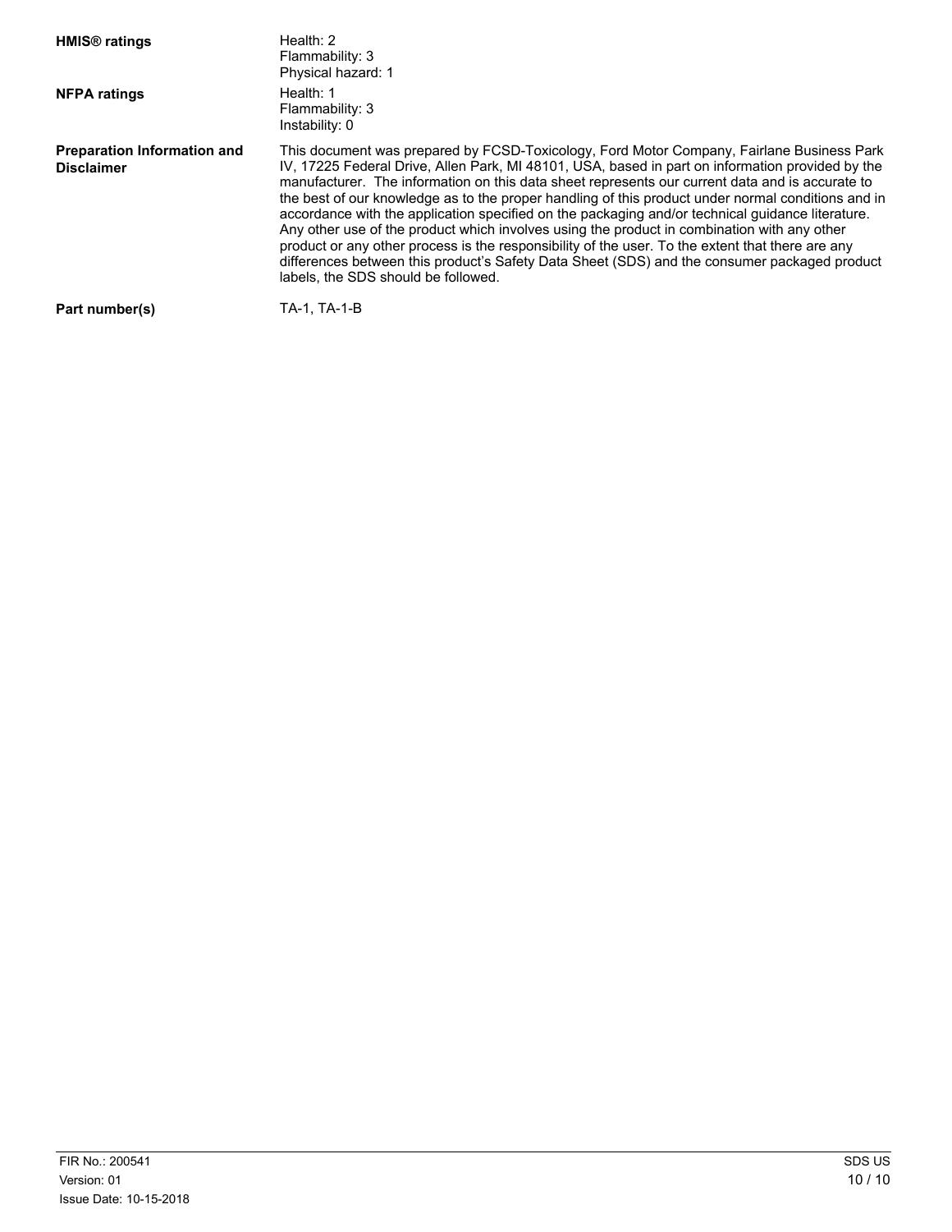| | |
|---|---|
| **HMIS® ratings** | Health: 2<br>Flammability: 3<br>Physical hazard: 1 |
| **NFPA ratings** | Health: 1<br>Flammability: 3<br>Instability: 0 |
| **Preparation Information and Disclaimer** | This document was prepared by FCSD-Toxicology, Ford Motor Company, Fairlane Business Park IV, 17225 Federal Drive, Allen Park, MI 48101, USA, based in part on information provided by the manufacturer. The information on this data sheet represents our current data and is accurate to the best of our knowledge as to the proper handling of this product under normal conditions and in accordance with the application specified on the packaging and/or technical guidance literature. Any other use of the product which involves using the product in combination with any other product or any other process is the responsibility of the user. To the extent that there are any differences between this product's Safety Data Sheet (SDS) and the consumer packaged product labels, the SDS should be followed. |
| **Part number(s)** | TA-1, TA-1-B |

FIR No.: 200541
Version: 01
Issue Date: 10-15-2018

SDS US